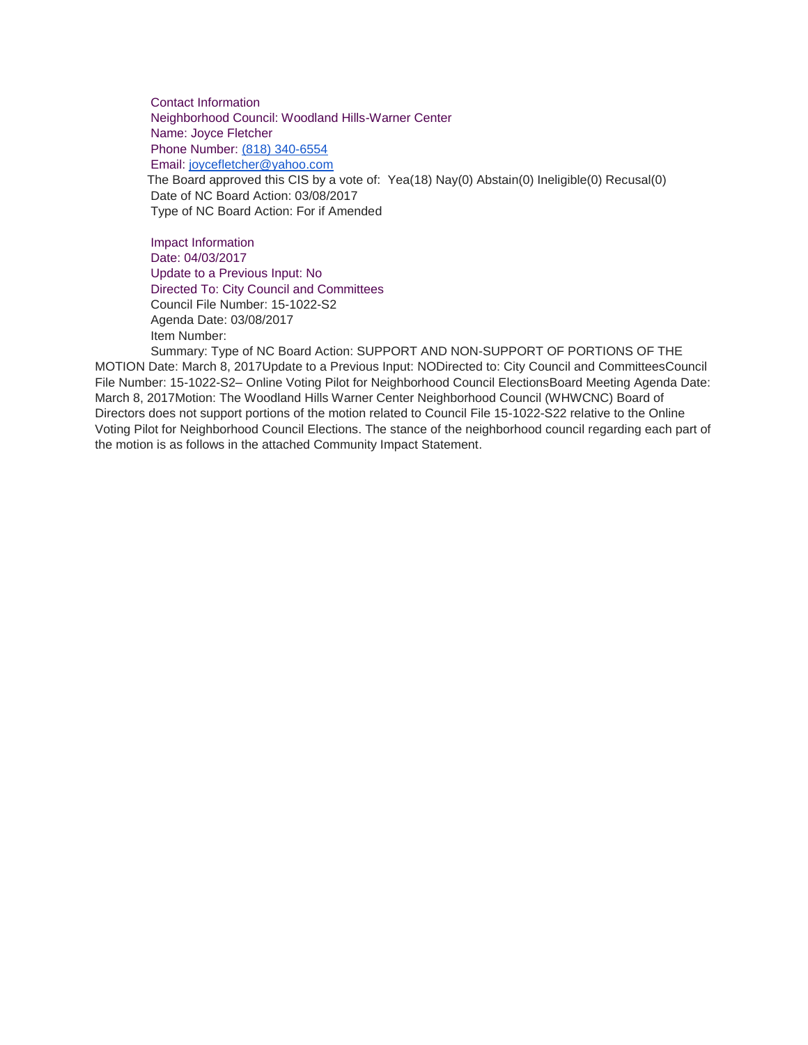Contact Information
Neighborhood Council: Woodland Hills-Warner Center
Name: Joyce Fletcher
Phone Number: (818) 340-6554
Email: joycefletcher@yahoo.com
The Board approved this CIS by a vote of: Yea(18) Nay(0) Abstain(0) Ineligible(0) Recusal(0)
Date of NC Board Action: 03/08/2017
Type of NC Board Action: For if Amended

Impact Information
Date: 04/03/2017
Update to a Previous Input: No
Directed To: City Council and Committees
Council File Number: 15-1022-S2
Agenda Date: 03/08/2017
Item Number:
Summary: Type of NC Board Action: SUPPORT AND NON-SUPPORT OF PORTIONS OF THE MOTION Date: March 8, 2017Update to a Previous Input: NODirected to: City Council and CommitteesCouncil File Number: 15-1022-S2– Online Voting Pilot for Neighborhood Council ElectionsBoard Meeting Agenda Date: March 8, 2017Motion: The Woodland Hills Warner Center Neighborhood Council (WHWCNC) Board of Directors does not support portions of the motion related to Council File 15-1022-S22 relative to the Online Voting Pilot for Neighborhood Council Elections. The stance of the neighborhood council regarding each part of the motion is as follows in the attached Community Impact Statement.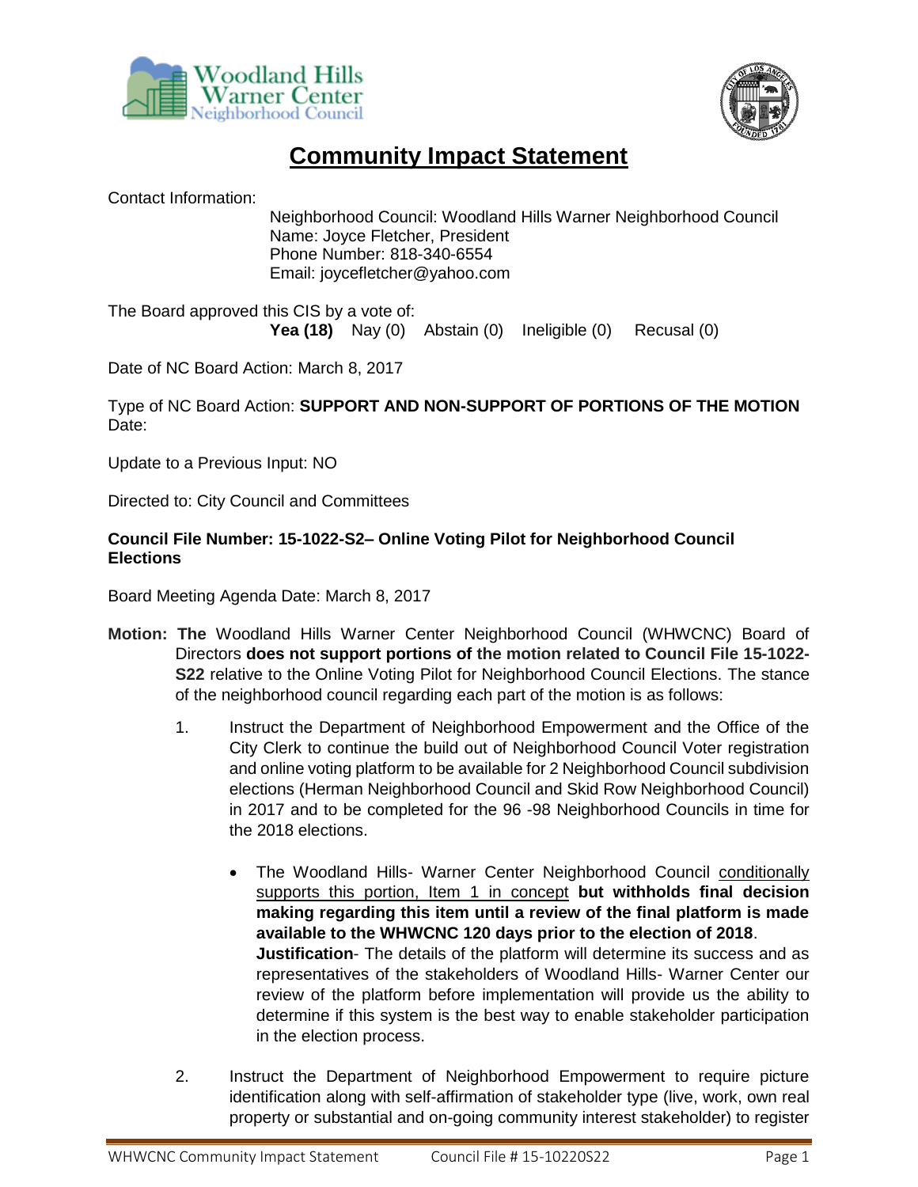# Community Impact Statement

Contact Information:

Neighborhood Council: Woodland Hills Warner Neighborhood Council
Name: Joyce Fletcher, President
Phone Number: 818-340-6554
Email: joycefletcher@yahoo.com

The Board approved this CIS by a vote of:

**Yea (18)** Nay (0) Abstain (0) Ineligible (0) Recusal (0)

Date of NC Board Action: March 8, 2017

Type of NC Board Action: **SUPPORT AND NON-SUPPORT OF PORTIONS OF THE MOTION**
Date:

Update to a Previous Input: NO

Directed to: City Council and Committees

**Council File Number: 15-1022-S2– Online Voting Pilot for Neighborhood Council Elections**

Board Meeting Agenda Date: March 8, 2017

**Motion: The** Woodland Hills Warner Center Neighborhood Council (WHWCNC) Board of Directors **does not support portions of the motion related to Council File 15-1022-S22** relative to the Online Voting Pilot for Neighborhood Council Elections. The stance of the neighborhood council regarding each part of the motion is as follows:

1. Instruct the Department of Neighborhood Empowerment and the Office of the City Clerk to continue the build out of Neighborhood Council Voter registration and online voting platform to be available for 2 Neighborhood Council subdivision elections (Herman Neighborhood Council and Skid Row Neighborhood Council) in 2017 and to be completed for the 96 -98 Neighborhood Councils in time for the 2018 elections.

   - The Woodland Hills- Warner Center Neighborhood Council conditionally supports this portion, Item 1 in concept **but withholds final decision making regarding this item until a review of the final platform is made available to the WHWCNC 120 days prior to the election of 2018**.
     **Justification**- The details of the platform will determine its success and as representatives of the stakeholders of Woodland Hills- Warner Center our review of the platform before implementation will provide us the ability to determine if this system is the best way to enable stakeholder participation in the election process.

2. Instruct the Department of Neighborhood Empowerment to require picture identification along with self-affirmation of stakeholder type (live, work, own real property or substantial and on-going community interest stakeholder) to register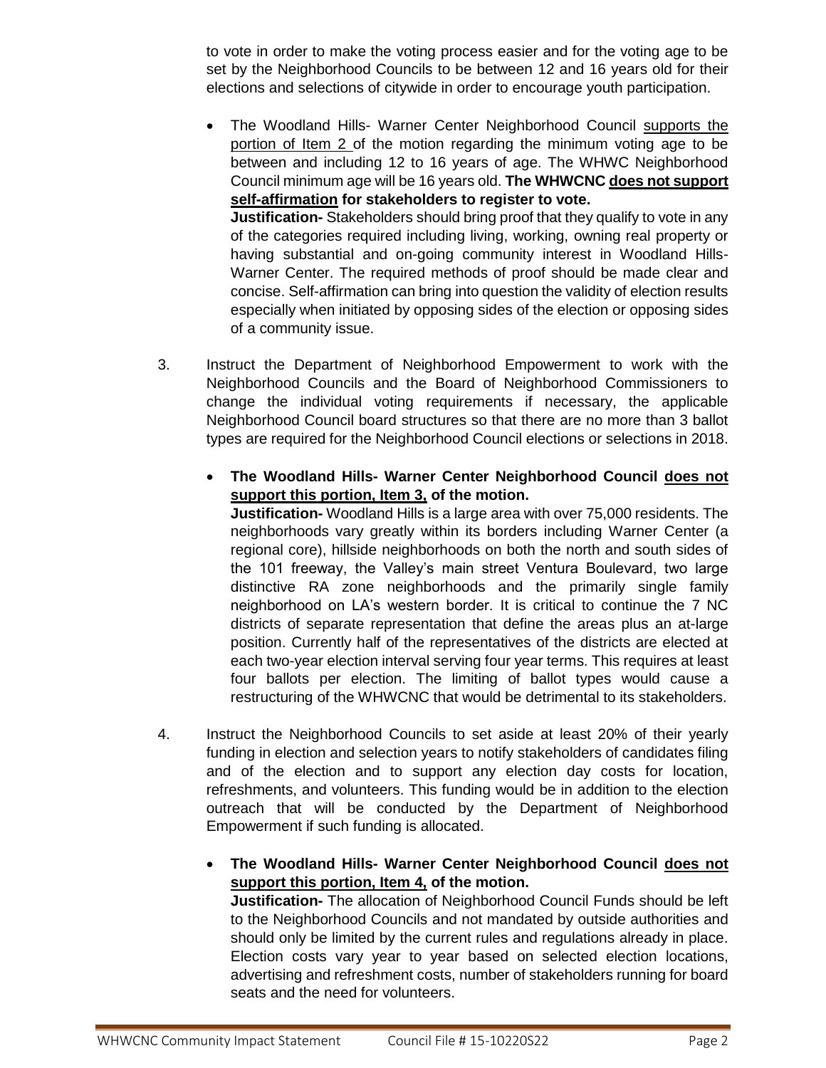to vote in order to make the voting process easier and for the voting age to be set by the Neighborhood Councils to be between 12 and 16 years old for their elections and selections of citywide in order to encourage youth participation.

- The Woodland Hills- Warner Center Neighborhood Council supports the portion of Item 2 of the motion regarding the minimum voting age to be between and including 12 to 16 years of age. The WHWC Neighborhood Council minimum age will be 16 years old. **The WHWCNC does not support self-affirmation for stakeholders to register to vote.**
  **Justification-** Stakeholders should bring proof that they qualify to vote in any of the categories required including living, working, owning real property or having substantial and on-going community interest in Woodland Hills-Warner Center. The required methods of proof should be made clear and concise. Self-affirmation can bring into question the validity of election results especially when initiated by opposing sides of the election or opposing sides of a community issue.

3. Instruct the Department of Neighborhood Empowerment to work with the Neighborhood Councils and the Board of Neighborhood Commissioners to change the individual voting requirements if necessary, the applicable Neighborhood Council board structures so that there are no more than 3 ballot types are required for the Neighborhood Council elections or selections in 2018.

   - **The Woodland Hills- Warner Center Neighborhood Council does not support this portion, Item 3, of the motion.**
     **Justification-** Woodland Hills is a large area with over 75,000 residents. The neighborhoods vary greatly within its borders including Warner Center (a regional core), hillside neighborhoods on both the north and south sides of the 101 freeway, the Valley's main street Ventura Boulevard, two large distinctive RA zone neighborhoods and the primarily single family neighborhood on LA's western border. It is critical to continue the 7 NC districts of separate representation that define the areas plus an at-large position. Currently half of the representatives of the districts are elected at each two-year election interval serving four year terms. This requires at least four ballots per election. The limiting of ballot types would cause a restructuring of the WHWCNC that would be detrimental to its stakeholders.

4. Instruct the Neighborhood Councils to set aside at least 20% of their yearly funding in election and selection years to notify stakeholders of candidates filing and of the election and to support any election day costs for location, refreshments, and volunteers. This funding would be in addition to the election outreach that will be conducted by the Department of Neighborhood Empowerment if such funding is allocated.

   - **The Woodland Hills- Warner Center Neighborhood Council does not support this portion, Item 4, of the motion.**
     **Justification-** The allocation of Neighborhood Council Funds should be left to the Neighborhood Councils and not mandated by outside authorities and should only be limited by the current rules and regulations already in place. Election costs vary year to year based on selected election locations, advertising and refreshment costs, number of stakeholders running for board seats and the need for volunteers.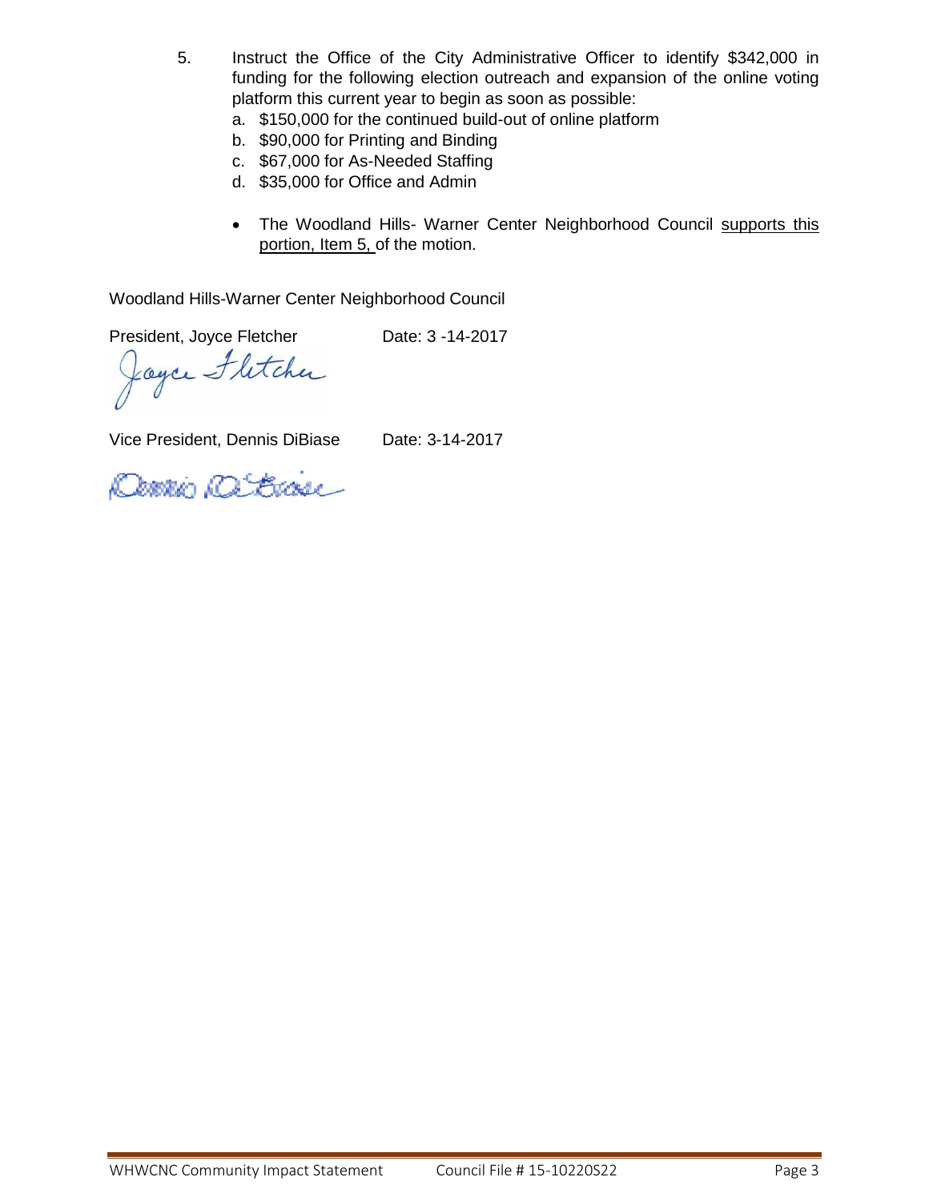5. Instruct the Office of the City Administrative Officer to identify $342,000 in funding for the following election outreach and expansion of the online voting platform this current year to begin as soon as possible:
   a. $150,000 for the continued build-out of online platform
   b. $90,000 for Printing and Binding
   c. $67,000 for As-Needed Staffing
   d. $35,000 for Office and Admin

   - The Woodland Hills- Warner Center Neighborhood Council supports this portion, Item 5, of the motion.

Woodland Hills-Warner Center Neighborhood Council

President, Joyce Fletcher  Date: 3 -14-2017

Joyce Fletcher

Vice President, Dennis DiBiase  Date: 3-14-2017

Dennis DiBiase